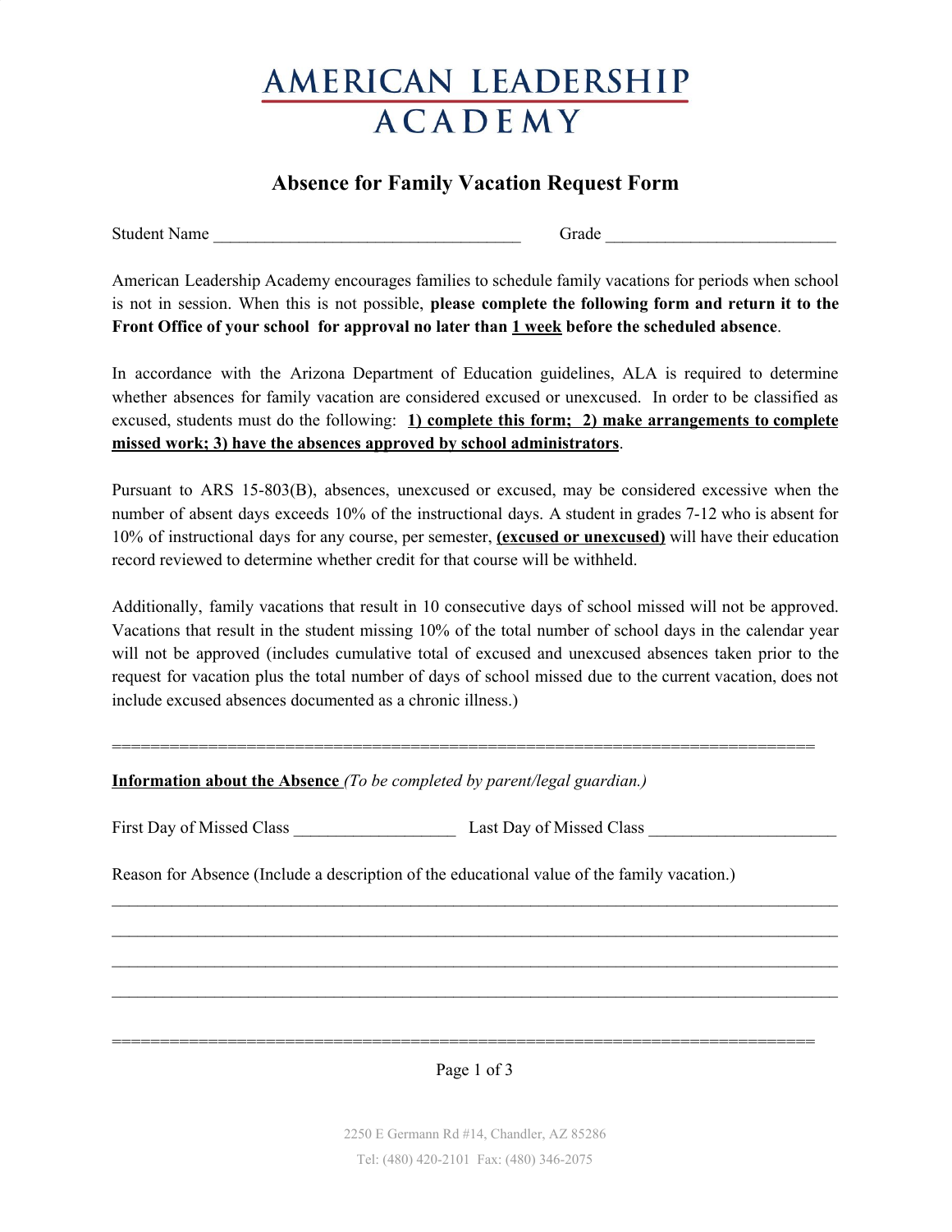# AMERICAN LEADERSHIP ACADEMY

## Absence for Family Vacation Request Form

Student Name ____________________________________ Grade ___________________________

American Leadership Academy encourages families to schedule family vacations for periods when school is not in session. When this is not possible, **please complete the following form and return it to the Front Office of your school for approval no later than 1 week before the scheduled absence**.

In accordance with the Arizona Department of Education guidelines, ALA is required to determine whether absences for family vacation are considered excused or unexcused. In order to be classified as excused, students must do the following: **1) complete this form; 2) make arrangements to complete missed work; 3) have the absences approved by school administrators**.

Pursuant to ARS 15-803(B), absences, unexcused or excused, may be considered excessive when the number of absent days exceeds 10% of the instructional days. A student in grades 7-12 who is absent for 10% of instructional days for any course, per semester, **(excused or unexcused)** will have their education record reviewed to determine whether credit for that course will be withheld.

Additionally, family vacations that result in 10 consecutive days of school missed will not be approved. Vacations that result in the student missing 10% of the total number of school days in the calendar year will not be approved (includes cumulative total of excused and unexcused absences taken prior to the request for vacation plus the total number of days of school missed due to the current vacation, does not include excused absences documented as a chronic illness.)

==========================================================================

**Information about the Absence** *(To be completed by parent/legal guardian.)*

First Day of Missed Class ___________________ Last Day of Missed Class _____________________

Reason for Absence (Include a description of the educational value of the family vacation.)

_____________________________________________________________________________________

_____________________________________________________________________________________

_____________________________________________________________________________________

_____________________________________________________________________________________

==========================================================================

2250 E Germann Rd #14, Chandler, AZ 85286

Tel: (480) 420-2101 Fax: (480) 346-2075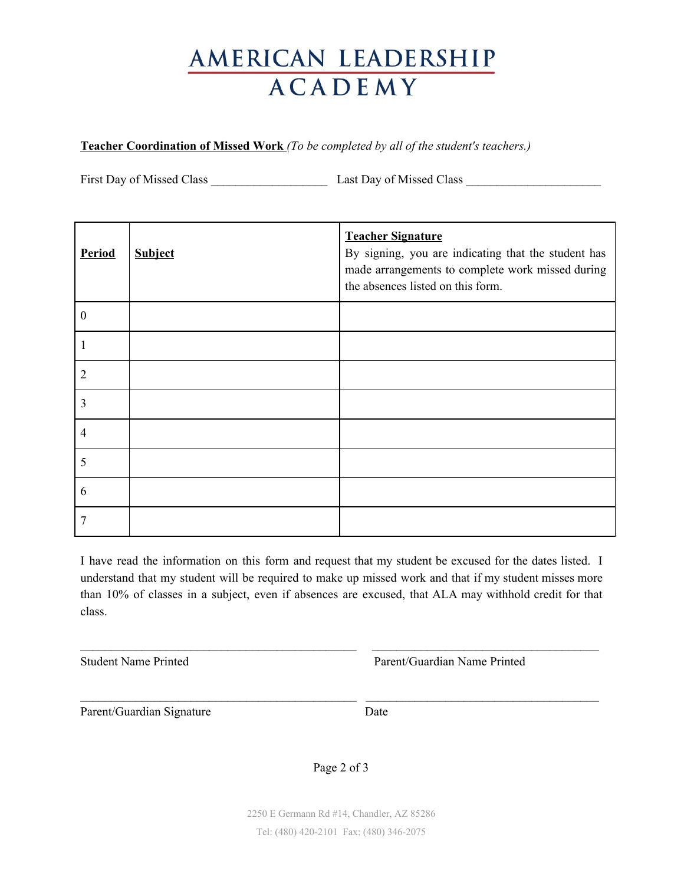# AMERICAN LEADERSHIP ACADEMY

**Teacher Coordination of Missed Work** *(To be completed by all of the student's teachers.)*

First Day of Missed Class ___________________ Last Day of Missed Class _____________________

| **Period** | **Subject** | **Teacher Signature** By signing, you are indicating that the student has made arrangements to complete work missed during the absences listed on this form. |
|---|---|---|
| 0 | | |
| 1 | | |
| 2 | | |
| 3 | | |
| 4 | | |
| 5 | | |
| 6 | | |
| 7 | | |

I have read the information on this form and request that my student be excused for the dates listed. I understand that my student will be required to make up missed work and that if my student misses more than 10% of classes in a subject, even if absences are excused, that ALA may withhold credit for that class.

_____________________________________________ _____________________________________

Student Name Printed Parent/Guardian Name Printed

_____________________________________________ _____________________________________

Parent/Guardian Signature Date

2250 E Germann Rd #14, Chandler, AZ 85286

Tel: (480) 420-2101 Fax: (480) 346-2075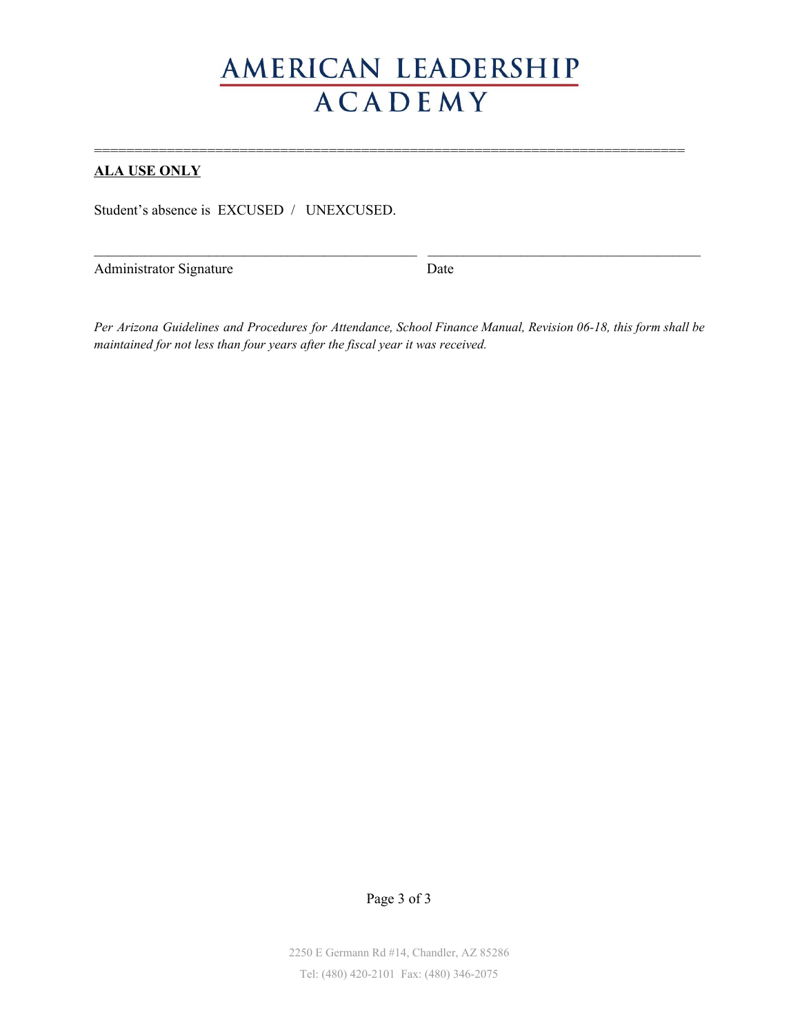# AMERICAN LEADERSHIP ACADEMY

==========================================================================

**ALA USE ONLY**

Student's absence is EXCUSED / UNEXCUSED.

_______________________________________________ _______________________________________

Administrator Signature Date

*Per Arizona Guidelines and Procedures for Attendance, School Finance Manual, Revision 06-18, this form shall be maintained for not less than four years after the fiscal year it was received.*

2250 E Germann Rd #14, Chandler, AZ 85286

Tel: (480) 420-2101 Fax: (480) 346-2075